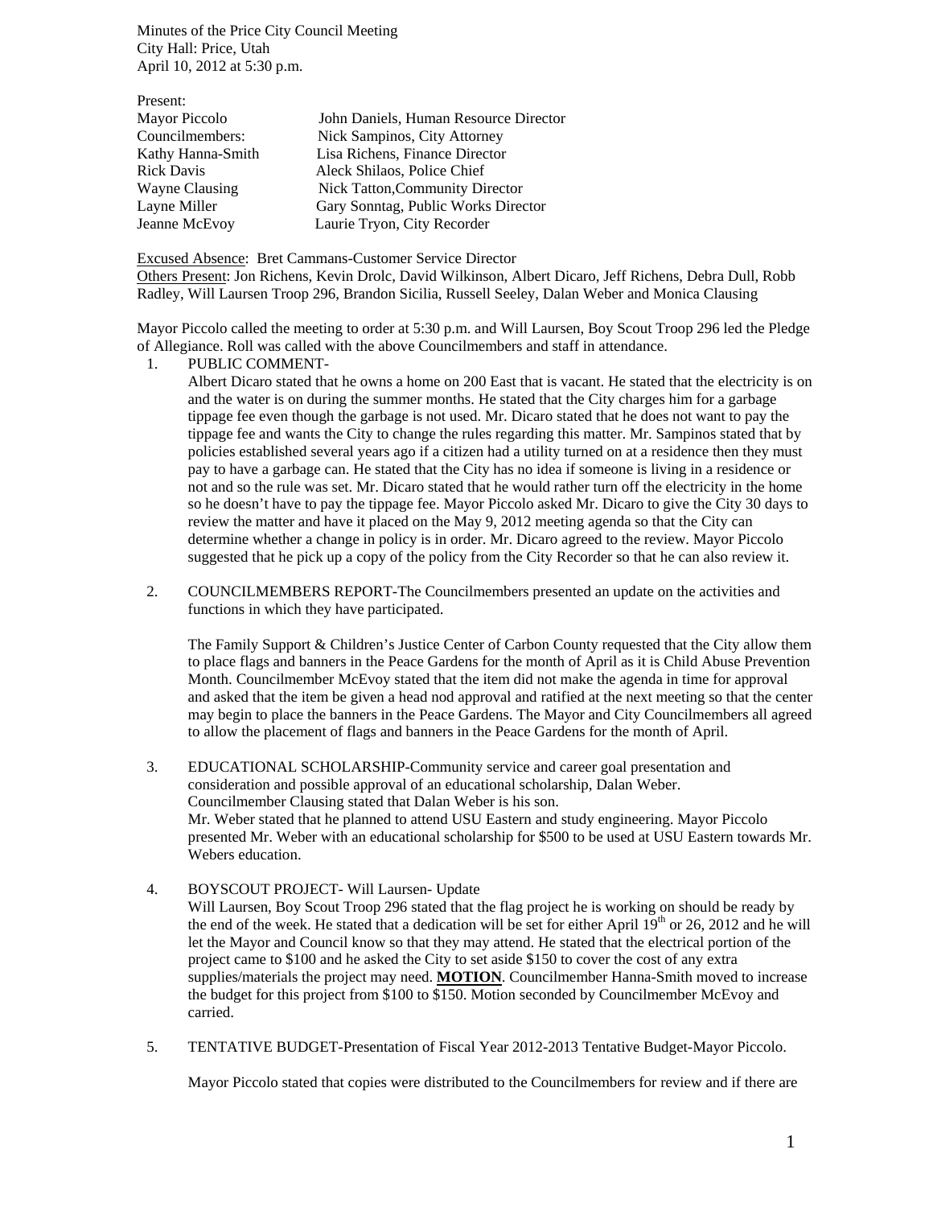Minutes of the Price City Council Meeting
City Hall: Price, Utah
April 10, 2012 at 5:30 p.m.

Present:

| | |
|---|---|
| Mayor Piccolo | John Daniels, Human Resource Director |
| Councilmembers: | Nick Sampinos, City Attorney |
| Kathy Hanna-Smith | Lisa Richens, Finance Director |
| Rick Davis | Aleck Shilaos, Police Chief |
| Wayne Clausing | Nick Tatton,Community Director |
| Layne Miller | Gary Sonntag, Public Works Director |
| Jeanne McEvoy | Laurie Tryon, City Recorder |

Excused Absence: Bret Cammans-Customer Service Director
Others Present: Jon Richens, Kevin Drolc, David Wilkinson, Albert Dicaro, Jeff Richens, Debra Dull, Robb Radley, Will Laursen Troop 296, Brandon Sicilia, Russell Seeley, Dalan Weber and Monica Clausing

Mayor Piccolo called the meeting to order at 5:30 p.m. and Will Laursen, Boy Scout Troop 296 led the Pledge of Allegiance. Roll was called with the above Councilmembers and staff in attendance.

1. PUBLIC COMMENT-
   Albert Dicaro stated that he owns a home on 200 East that is vacant. He stated that the electricity is on and the water is on during the summer months. He stated that the City charges him for a garbage tippage fee even though the garbage is not used. Mr. Dicaro stated that he does not want to pay the tippage fee and wants the City to change the rules regarding this matter. Mr. Sampinos stated that by policies established several years ago if a citizen had a utility turned on at a residence then they must pay to have a garbage can. He stated that the City has no idea if someone is living in a residence or not and so the rule was set. Mr. Dicaro stated that he would rather turn off the electricity in the home so he doesn't have to pay the tippage fee. Mayor Piccolo asked Mr. Dicaro to give the City 30 days to review the matter and have it placed on the May 9, 2012 meeting agenda so that the City can determine whether a change in policy is in order. Mr. Dicaro agreed to the review. Mayor Piccolo suggested that he pick up a copy of the policy from the City Recorder so that he can also review it.

2. COUNCILMEMBERS REPORT-The Councilmembers presented an update on the activities and functions in which they have participated.

   The Family Support & Children's Justice Center of Carbon County requested that the City allow them to place flags and banners in the Peace Gardens for the month of April as it is Child Abuse Prevention Month. Councilmember McEvoy stated that the item did not make the agenda in time for approval and asked that the item be given a head nod approval and ratified at the next meeting so that the center may begin to place the banners in the Peace Gardens. The Mayor and City Councilmembers all agreed to allow the placement of flags and banners in the Peace Gardens for the month of April.

3. EDUCATIONAL SCHOLARSHIP-Community service and career goal presentation and consideration and possible approval of an educational scholarship, Dalan Weber.
   Councilmember Clausing stated that Dalan Weber is his son.
   Mr. Weber stated that he planned to attend USU Eastern and study engineering. Mayor Piccolo presented Mr. Weber with an educational scholarship for $500 to be used at USU Eastern towards Mr. Webers education.

4. BOYSCOUT PROJECT- Will Laursen- Update
   Will Laursen, Boy Scout Troop 296 stated that the flag project he is working on should be ready by the end of the week. He stated that a dedication will be set for either April 19th or 26, 2012 and he will let the Mayor and Council know so that they may attend. He stated that the electrical portion of the project came to $100 and he asked the City to set aside $150 to cover the cost of any extra supplies/materials the project may need. **MOTION**. Councilmember Hanna-Smith moved to increase the budget for this project from $100 to $150. Motion seconded by Councilmember McEvoy and carried.

5. TENTATIVE BUDGET-Presentation of Fiscal Year 2012-2013 Tentative Budget-Mayor Piccolo.

   Mayor Piccolo stated that copies were distributed to the Councilmembers for review and if there are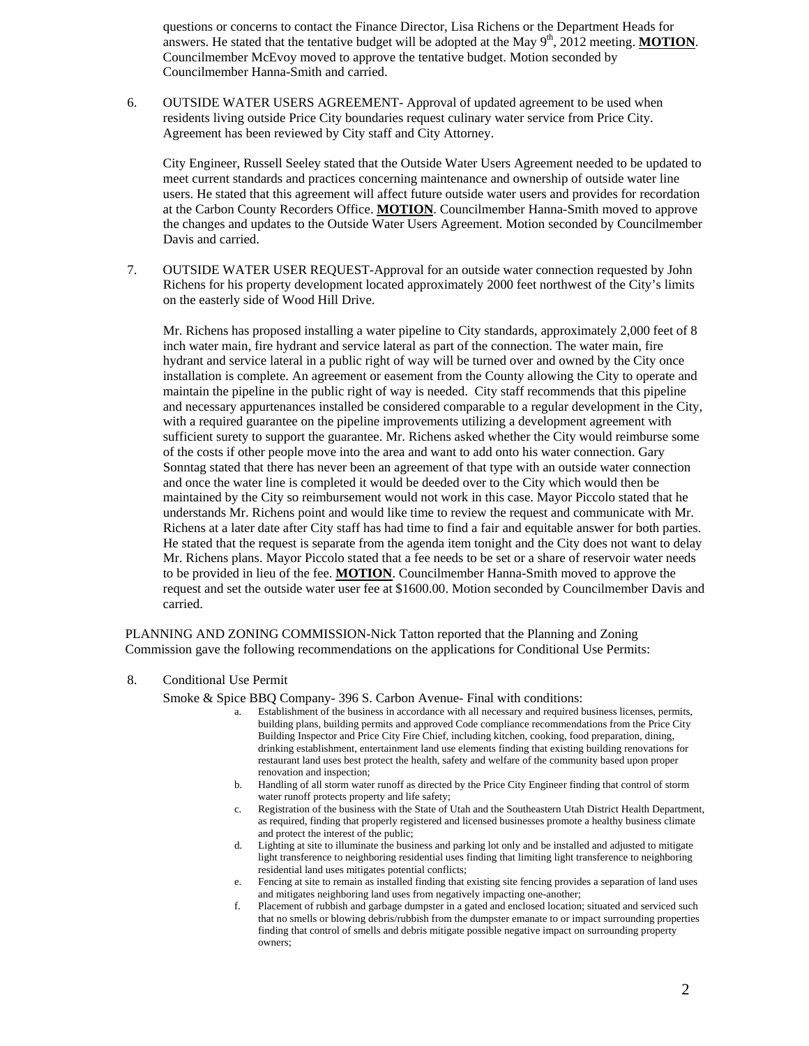questions or concerns to contact the Finance Director, Lisa Richens or the Department Heads for answers. He stated that the tentative budget will be adopted at the May 9th, 2012 meeting. **MOTION**. Councilmember McEvoy moved to approve the tentative budget. Motion seconded by Councilmember Hanna-Smith and carried.

6. OUTSIDE WATER USERS AGREEMENT- Approval of updated agreement to be used when residents living outside Price City boundaries request culinary water service from Price City. Agreement has been reviewed by City staff and City Attorney.

   City Engineer, Russell Seeley stated that the Outside Water Users Agreement needed to be updated to meet current standards and practices concerning maintenance and ownership of outside water line users. He stated that this agreement will affect future outside water users and provides for recordation at the Carbon County Recorders Office. **MOTION**. Councilmember Hanna-Smith moved to approve the changes and updates to the Outside Water Users Agreement. Motion seconded by Councilmember Davis and carried.

7. OUTSIDE WATER USER REQUEST-Approval for an outside water connection requested by John Richens for his property development located approximately 2000 feet northwest of the City's limits on the easterly side of Wood Hill Drive.

   Mr. Richens has proposed installing a water pipeline to City standards, approximately 2,000 feet of 8 inch water main, fire hydrant and service lateral as part of the connection. The water main, fire hydrant and service lateral in a public right of way will be turned over and owned by the City once installation is complete. An agreement or easement from the County allowing the City to operate and maintain the pipeline in the public right of way is needed. City staff recommends that this pipeline and necessary appurtenances installed be considered comparable to a regular development in the City, with a required guarantee on the pipeline improvements utilizing a development agreement with sufficient surety to support the guarantee. Mr. Richens asked whether the City would reimburse some of the costs if other people move into the area and want to add onto his water connection. Gary Sonntag stated that there has never been an agreement of that type with an outside water connection and once the water line is completed it would be deeded over to the City which would then be maintained by the City so reimbursement would not work in this case. Mayor Piccolo stated that he understands Mr. Richens point and would like time to review the request and communicate with Mr. Richens at a later date after City staff has had time to find a fair and equitable answer for both parties. He stated that the request is separate from the agenda item tonight and the City does not want to delay Mr. Richens plans. Mayor Piccolo stated that a fee needs to be set or a share of reservoir water needs to be provided in lieu of the fee. **MOTION**. Councilmember Hanna-Smith moved to approve the request and set the outside water user fee at $1600.00. Motion seconded by Councilmember Davis and carried.

PLANNING AND ZONING COMMISSION-Nick Tatton reported that the Planning and Zoning Commission gave the following recommendations on the applications for Conditional Use Permits:

8. Conditional Use Permit

   Smoke & Spice BBQ Company- 396 S. Carbon Avenue- Final with conditions:

   a. Establishment of the business in accordance with all necessary and required business licenses, permits, building plans, building permits and approved Code compliance recommendations from the Price City Building Inspector and Price City Fire Chief, including kitchen, cooking, food preparation, dining, drinking establishment, entertainment land use elements finding that existing building renovations for restaurant land uses best protect the health, safety and welfare of the community based upon proper renovation and inspection;
   b. Handling of all storm water runoff as directed by the Price City Engineer finding that control of storm water runoff protects property and life safety;
   c. Registration of the business with the State of Utah and the Southeastern Utah District Health Department, as required, finding that properly registered and licensed businesses promote a healthy business climate and protect the interest of the public;
   d. Lighting at site to illuminate the business and parking lot only and be installed and adjusted to mitigate light transference to neighboring residential uses finding that limiting light transference to neighboring residential land uses mitigates potential conflicts;
   e. Fencing at site to remain as installed finding that existing site fencing provides a separation of land uses and mitigates neighboring land uses from negatively impacting one-another;
   f. Placement of rubbish and garbage dumpster in a gated and enclosed location; situated and serviced such that no smells or blowing debris/rubbish from the dumpster emanate to or impact surrounding properties finding that control of smells and debris mitigate possible negative impact on surrounding property owners;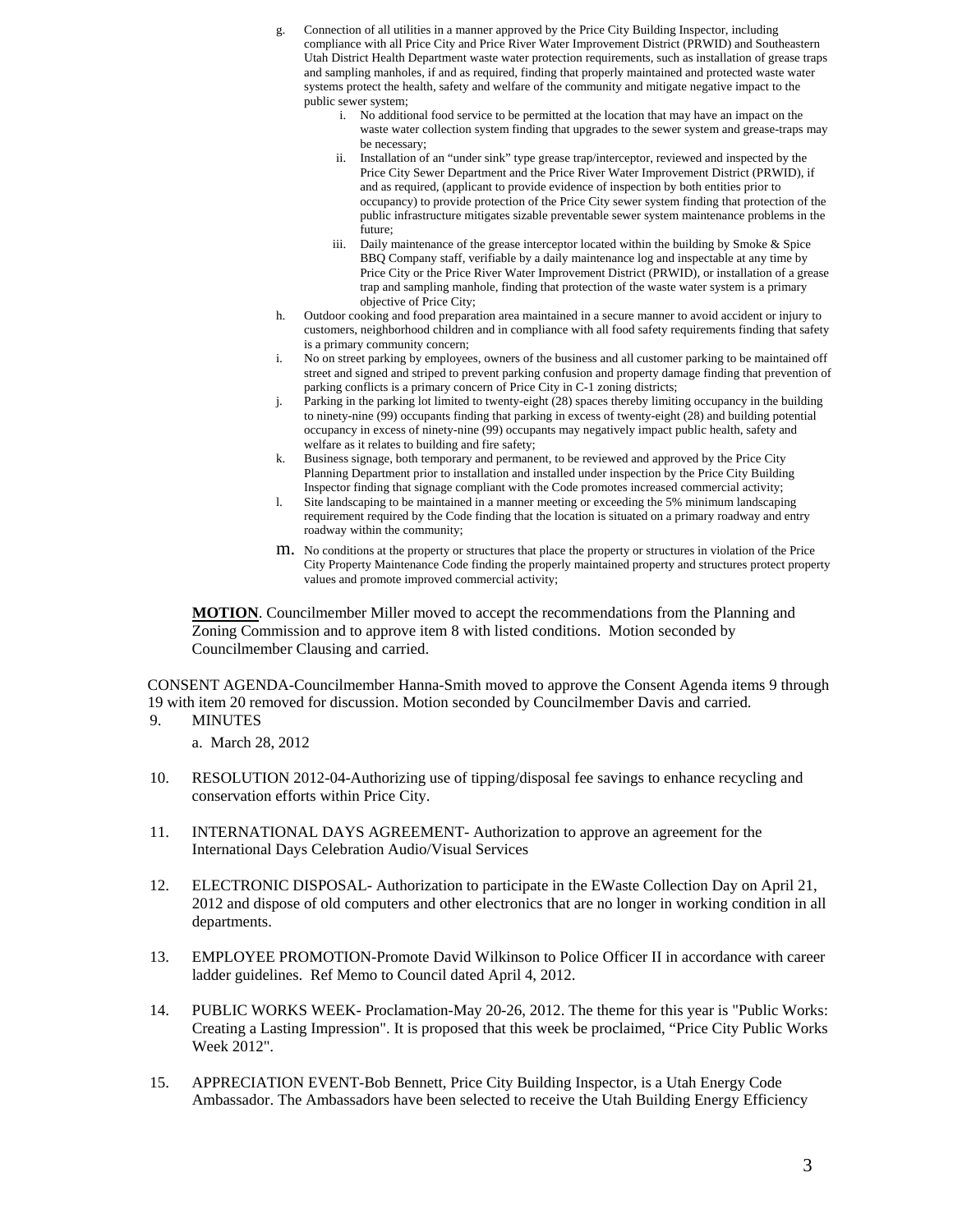g. Connection of all utilities in a manner approved by the Price City Building Inspector, including compliance with all Price City and Price River Water Improvement District (PRWID) and Southeastern Utah District Health Department waste water protection requirements, such as installation of grease traps and sampling manholes, if and as required, finding that properly maintained and protected waste water systems protect the health, safety and welfare of the community and mitigate negative impact to the public sewer system;
   i. No additional food service to be permitted at the location that may have an impact on the waste water collection system finding that upgrades to the sewer system and grease-traps may be necessary;
   ii. Installation of an "under sink" type grease trap/interceptor, reviewed and inspected by the Price City Sewer Department and the Price River Water Improvement District (PRWID), if and as required, (applicant to provide evidence of inspection by both entities prior to occupancy) to provide protection of the Price City sewer system finding that protection of the public infrastructure mitigates sizable preventable sewer system maintenance problems in the future;
   iii. Daily maintenance of the grease interceptor located within the building by Smoke & Spice BBQ Company staff, verifiable by a daily maintenance log and inspectable at any time by Price City or the Price River Water Improvement District (PRWID), or installation of a grease trap and sampling manhole, finding that protection of the waste water system is a primary objective of Price City;

h. Outdoor cooking and food preparation area maintained in a secure manner to avoid accident or injury to customers, neighborhood children and in compliance with all food safety requirements finding that safety is a primary community concern;

i. No on street parking by employees, owners of the business and all customer parking to be maintained off street and signed and striped to prevent parking confusion and property damage finding that prevention of parking conflicts is a primary concern of Price City in C-1 zoning districts;

j. Parking in the parking lot limited to twenty-eight (28) spaces thereby limiting occupancy in the building to ninety-nine (99) occupants finding that parking in excess of twenty-eight (28) and building potential occupancy in excess of ninety-nine (99) occupants may negatively impact public health, safety and welfare as it relates to building and fire safety;

k. Business signage, both temporary and permanent, to be reviewed and approved by the Price City Planning Department prior to installation and installed under inspection by the Price City Building Inspector finding that signage compliant with the Code promotes increased commercial activity;

l. Site landscaping to be maintained in a manner meeting or exceeding the 5% minimum landscaping requirement required by the Code finding that the location is situated on a primary roadway and entry roadway within the community;

m. No conditions at the property or structures that place the property or structures in violation of the Price City Property Maintenance Code finding the properly maintained property and structures protect property values and promote improved commercial activity;

**MOTION**. Councilmember Miller moved to accept the recommendations from the Planning and Zoning Commission and to approve item 8 with listed conditions. Motion seconded by Councilmember Clausing and carried.

CONSENT AGENDA-Councilmember Hanna-Smith moved to approve the Consent Agenda items 9 through 19 with item 20 removed for discussion. Motion seconded by Councilmember Davis and carried.

9. MINUTES

   a. March 28, 2012

10. RESOLUTION 2012-04-Authorizing use of tipping/disposal fee savings to enhance recycling and conservation efforts within Price City.

11. INTERNATIONAL DAYS AGREEMENT- Authorization to approve an agreement for the International Days Celebration Audio/Visual Services

12. ELECTRONIC DISPOSAL- Authorization to participate in the EWaste Collection Day on April 21, 2012 and dispose of old computers and other electronics that are no longer in working condition in all departments.

13. EMPLOYEE PROMOTION-Promote David Wilkinson to Police Officer II in accordance with career ladder guidelines. Ref Memo to Council dated April 4, 2012.

14. PUBLIC WORKS WEEK- Proclamation-May 20-26, 2012. The theme for this year is "Public Works: Creating a Lasting Impression". It is proposed that this week be proclaimed, "Price City Public Works Week 2012".

15. APPRECIATION EVENT-Bob Bennett, Price City Building Inspector, is a Utah Energy Code Ambassador. The Ambassadors have been selected to receive the Utah Building Energy Efficiency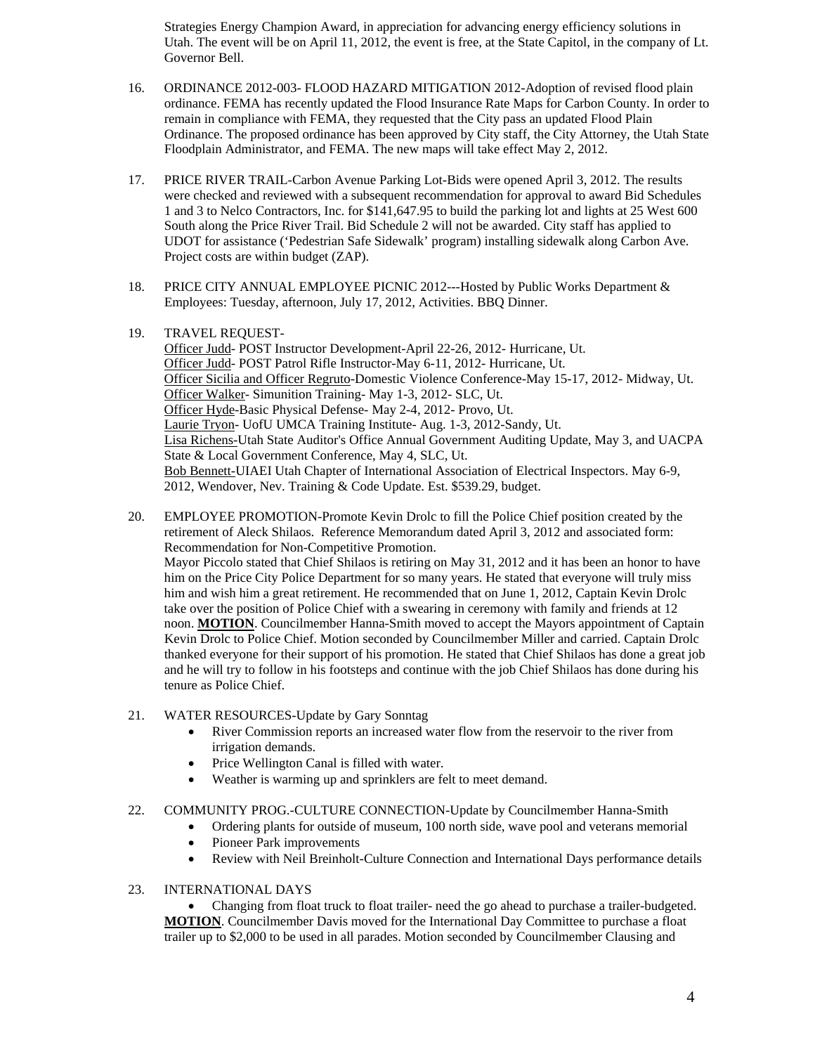Strategies Energy Champion Award, in appreciation for advancing energy efficiency solutions in Utah. The event will be on April 11, 2012, the event is free, at the State Capitol, in the company of Lt. Governor Bell.

16. ORDINANCE 2012-003- FLOOD HAZARD MITIGATION 2012-Adoption of revised flood plain ordinance. FEMA has recently updated the Flood Insurance Rate Maps for Carbon County. In order to remain in compliance with FEMA, they requested that the City pass an updated Flood Plain Ordinance. The proposed ordinance has been approved by City staff, the City Attorney, the Utah State Floodplain Administrator, and FEMA. The new maps will take effect May 2, 2012.

17. PRICE RIVER TRAIL-Carbon Avenue Parking Lot-Bids were opened April 3, 2012. The results were checked and reviewed with a subsequent recommendation for approval to award Bid Schedules 1 and 3 to Nelco Contractors, Inc. for $141,647.95 to build the parking lot and lights at 25 West 600 South along the Price River Trail. Bid Schedule 2 will not be awarded. City staff has applied to UDOT for assistance ('Pedestrian Safe Sidewalk' program) installing sidewalk along Carbon Ave. Project costs are within budget (ZAP).

18. PRICE CITY ANNUAL EMPLOYEE PICNIC 2012---Hosted by Public Works Department & Employees: Tuesday, afternoon, July 17, 2012, Activities. BBQ Dinner.

19. TRAVEL REQUEST-
Officer Judd- POST Instructor Development-April 22-26, 2012- Hurricane, Ut.
Officer Judd- POST Patrol Rifle Instructor-May 6-11, 2012- Hurricane, Ut.
Officer Sicilia and Officer Regruto-Domestic Violence Conference-May 15-17, 2012- Midway, Ut.
Officer Walker- Simunition Training- May 1-3, 2012- SLC, Ut.
Officer Hyde-Basic Physical Defense- May 2-4, 2012- Provo, Ut.
Laurie Tryon- UofU UMCA Training Institute- Aug. 1-3, 2012-Sandy, Ut.
Lisa Richens-Utah State Auditor's Office Annual Government Auditing Update, May 3, and UACPA State & Local Government Conference, May 4, SLC, Ut.
Bob Bennett-UIAEI Utah Chapter of International Association of Electrical Inspectors. May 6-9, 2012, Wendover, Nev. Training & Code Update. Est. $539.29, budget.

20. EMPLOYEE PROMOTION-Promote Kevin Drolc to fill the Police Chief position created by the retirement of Aleck Shilaos. Reference Memorandum dated April 3, 2012 and associated form: Recommendation for Non-Competitive Promotion.
Mayor Piccolo stated that Chief Shilaos is retiring on May 31, 2012 and it has been an honor to have him on the Price City Police Department for so many years. He stated that everyone will truly miss him and wish him a great retirement. He recommended that on June 1, 2012, Captain Kevin Drolc take over the position of Police Chief with a swearing in ceremony with family and friends at 12 noon. **MOTION**. Councilmember Hanna-Smith moved to accept the Mayors appointment of Captain Kevin Drolc to Police Chief. Motion seconded by Councilmember Miller and carried. Captain Drolc thanked everyone for their support of his promotion. He stated that Chief Shilaos has done a great job and he will try to follow in his footsteps and continue with the job Chief Shilaos has done during his tenure as Police Chief.

21. WATER RESOURCES-Update by Gary Sonntag
    - River Commission reports an increased water flow from the reservoir to the river from irrigation demands.
    - Price Wellington Canal is filled with water.
    - Weather is warming up and sprinklers are felt to meet demand.

22. COMMUNITY PROG.-CULTURE CONNECTION-Update by Councilmember Hanna-Smith
    - Ordering plants for outside of museum, 100 north side, wave pool and veterans memorial
    - Pioneer Park improvements
    - Review with Neil Breinholt-Culture Connection and International Days performance details

23. INTERNATIONAL DAYS
    - Changing from float truck to float trailer- need the go ahead to purchase a trailer-budgeted.

**MOTION**. Councilmember Davis moved for the International Day Committee to purchase a float trailer up to $2,000 to be used in all parades. Motion seconded by Councilmember Clausing and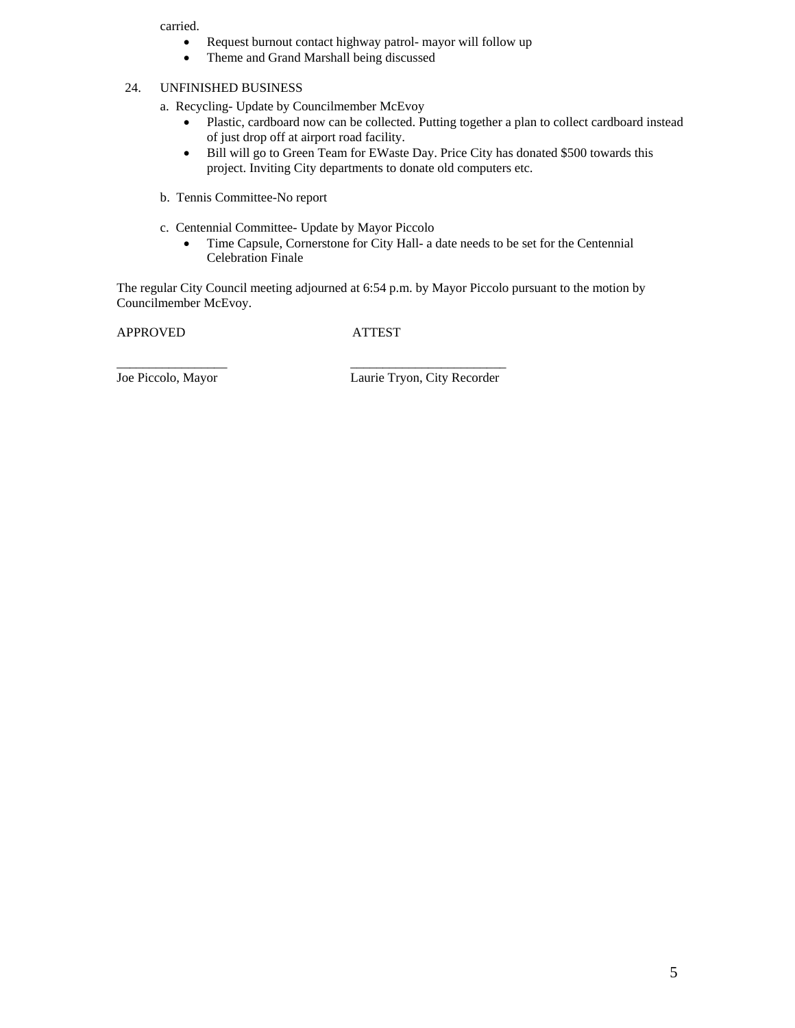carried.

- Request burnout contact highway patrol- mayor will follow up
- Theme and Grand Marshall being discussed

24. UNFINISHED BUSINESS

a. Recycling- Update by Councilmember McEvoy

- Plastic, cardboard now can be collected. Putting together a plan to collect cardboard instead of just drop off at airport road facility.
- Bill will go to Green Team for EWaste Day. Price City has donated $500 towards this project. Inviting City departments to donate old computers etc.

b. Tennis Committee-No report

c. Centennial Committee- Update by Mayor Piccolo

- Time Capsule, Cornerstone for City Hall- a date needs to be set for the Centennial Celebration Finale

The regular City Council meeting adjourned at 6:54 p.m. by Mayor Piccolo pursuant to the motion by Councilmember McEvoy.

| | |
|---|---|
| APPROVED | ATTEST |
| ________________ | ________________________ |
| Joe Piccolo, Mayor | Laurie Tryon, City Recorder |